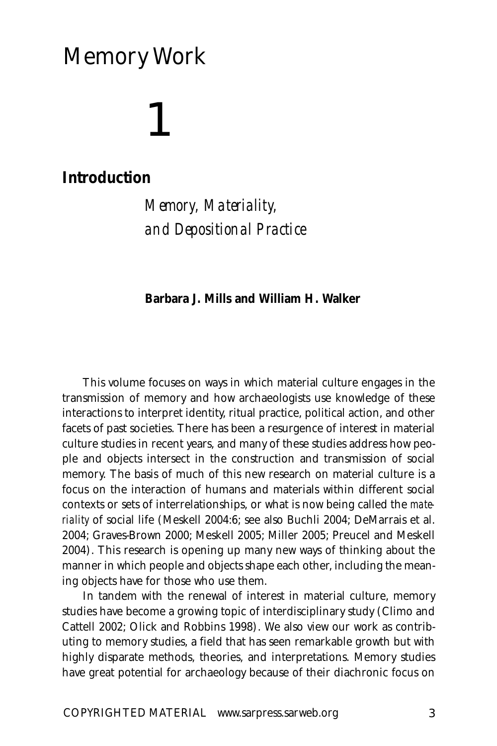# Memory Work

# 1

## Introduction

### *Memory, Materiality, and Depositional Practice*

**Barbara J. Mills and William H. Walker**

This volume focuses on ways in which material culture engages in the transmission of memory and how archaeologists use knowledge of these interactions to interpret identity, ritual practice, political action, and other facets of past societies. There has been a resurgence of interest in material culture studies in recent years, and many of these studies address how people and objects intersect in the construction and transmission of social memory. The basis of much of this new research on material culture is a focus on the interaction of humans and materials within different social contexts or sets of interrelationships, or what is now being called the *materiality* of social life (Meskell 2004:6; see also Buchli 2004; DeMarrais et al. 2004; Graves-Brown 2000; Meskell 2005; Miller 2005; Preucel and Meskell 2004). This research is opening up many new ways of thinking about the manner in which people and objects shape each other, including the meaning objects have for those who use them.

In tandem with the renewal of interest in material culture, memory studies have become a growing topic of interdisciplinary study (Climo and Cattell 2002; Olick and Robbins 1998). We also view our work as contributing to memory studies, a field that has seen remarkable growth but with highly disparate methods, theories, and interpretations. Memory studies have great potential for archaeology because of their diachronic focus on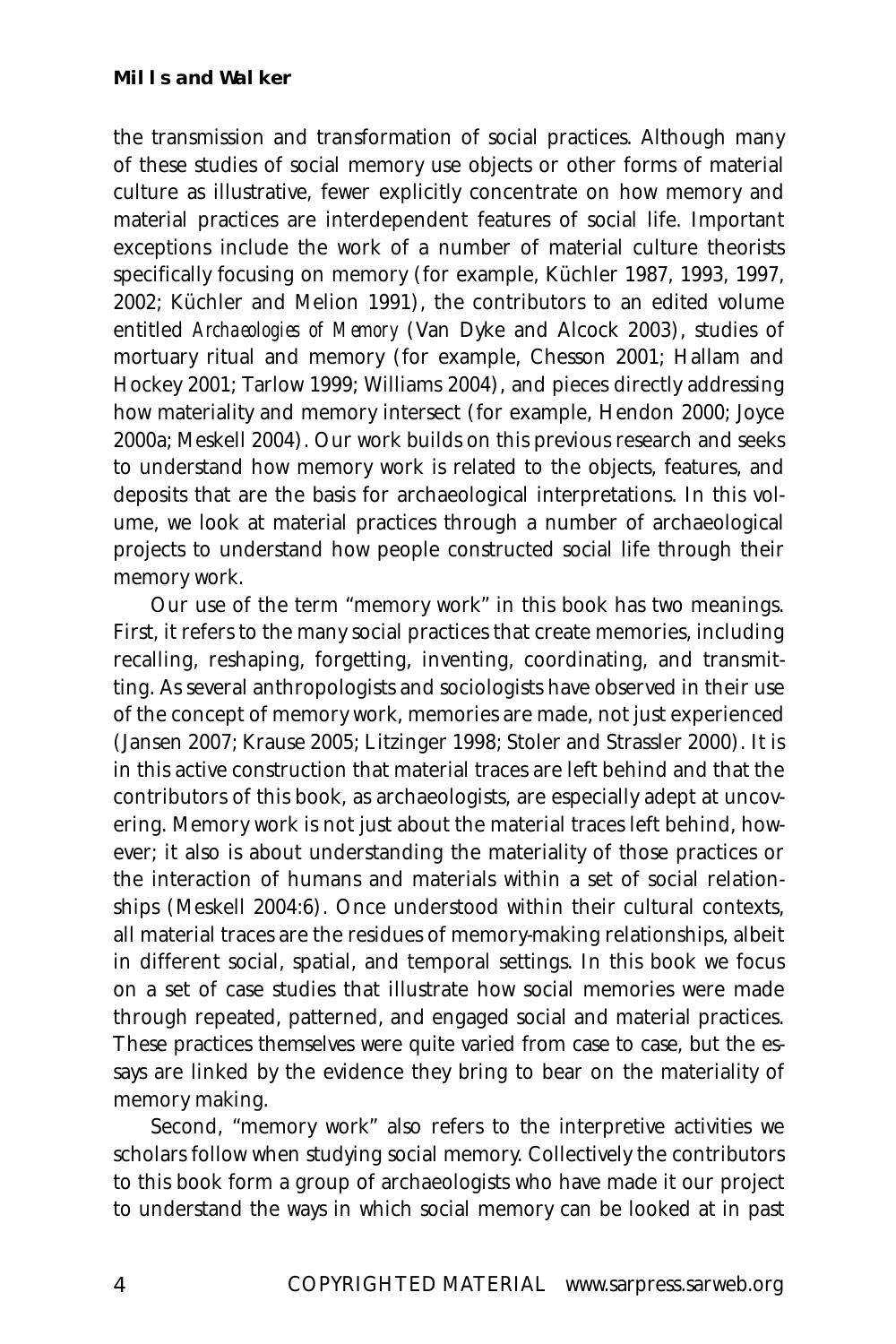the transmission and transformation of social practices. Although many of these studies of social memory use objects or other forms of material culture as illustrative, fewer explicitly concentrate on how memory and material practices are interdependent features of social life. Important exceptions include the work of a number of material culture theorists specifically focusing on memory (for example, Küchler 1987, 1993, 1997, 2002; Küchler and Melion 1991), the contributors to an edited volume entitled *Archaeologies of Memory* (Van Dyke and Alcock 2003), studies of mortuary ritual and memory (for example, Chesson 2001; Hallam and Hockey 2001; Tarlow 1999; Williams 2004), and pieces directly addressing how materiality and memory intersect (for example, Hendon 2000; Joyce 2000a; Meskell 2004). Our work builds on this previous research and seeks to understand how memory work is related to the objects, features, and deposits that are the basis for archaeological interpretations. In this volume, we look at material practices through a number of archaeological projects to understand how people constructed social life through their memory work.

Our use of the term "memory work" in this book has two meanings. First, it refers to the many social practices that create memories, including recalling, reshaping, forgetting, inventing, coordinating, and transmitting. As several anthropologists and sociologists have observed in their use of the concept of memory work, memories are made, not just experienced (Jansen 2007; Krause 2005; Litzinger 1998; Stoler and Strassler 2000). It is in this active construction that material traces are left behind and that the contributors of this book, as archaeologists, are especially adept at uncovering. Memory work is not just about the material traces left behind, however; it also is about understanding the materiality of those practices or the interaction of humans and materials within a set of social relationships (Meskell 2004:6). Once understood within their cultural contexts, all material traces are the residues of memory-making relationships, albeit in different social, spatial, and temporal settings. In this book we focus on a set of case studies that illustrate how social memories were made through repeated, patterned, and engaged social and material practices. These practices themselves were quite varied from case to case, but the essays are linked by the evidence they bring to bear on the materiality of memory making.

Second, "memory work" also refers to the interpretive activities we scholars follow when studying social memory. Collectively the contributors to this book form a group of archaeologists who have made it our project to understand the ways in which social memory can be looked at in past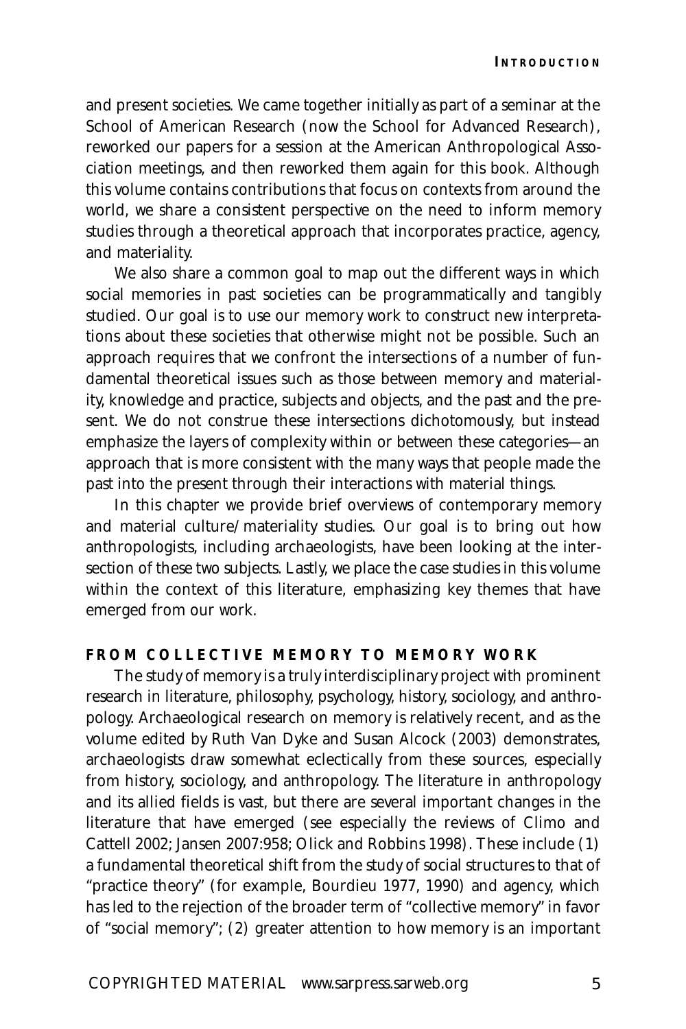and present societies. We came together initially as part of a seminar at the School of American Research (now the School for Advanced Research), reworked our papers for a session at the American Anthropological Association meetings, and then reworked them again for this book. Although this volume contains contributions that focus on contexts from around the world, we share a consistent perspective on the need to inform memory studies through a theoretical approach that incorporates practice, agency, and materiality.

We also share a common goal to map out the different ways in which social memories in past societies can be programmatically and tangibly studied. Our goal is to use our memory work to construct new interpretations about these societies that otherwise might not be possible. Such an approach requires that we confront the intersections of a number of fundamental theoretical issues such as those between memory and materiality, knowledge and practice, subjects and objects, and the past and the present. We do not construe these intersections dichotomously, but instead emphasize the layers of complexity within or between these categories—an approach that is more consistent with the many ways that people made the past into the present through their interactions with material things.

In this chapter we provide brief overviews of contemporary memory and material culture/materiality studies. Our goal is to bring out how anthropologists, including archaeologists, have been looking at the intersection of these two subjects. Lastly, we place the case studies in this volume within the context of this literature, emphasizing key themes that have emerged from our work.

## FROM COLLECTIVE MEMORY TO MEMORY WORK

The study of memory is a truly interdisciplinary project with prominent research in literature, philosophy, psychology, history, sociology, and anthropology. Archaeological research on memory is relatively recent, and as the volume edited by Ruth Van Dyke and Susan Alcock (2003) demonstrates, archaeologists draw somewhat eclectically from these sources, especially from history, sociology, and anthropology. The literature in anthropology and its allied fields is vast, but there are several important changes in the literature that have emerged (see especially the reviews of Climo and Cattell 2002; Jansen 2007:958; Olick and Robbins 1998). These include (1) a fundamental theoretical shift from the study of social structures to that of "practice theory" (for example, Bourdieu 1977, 1990) and agency, which has led to the rejection of the broader term of "collective memory" in favor of "social memory"; (2) greater attention to how memory is an important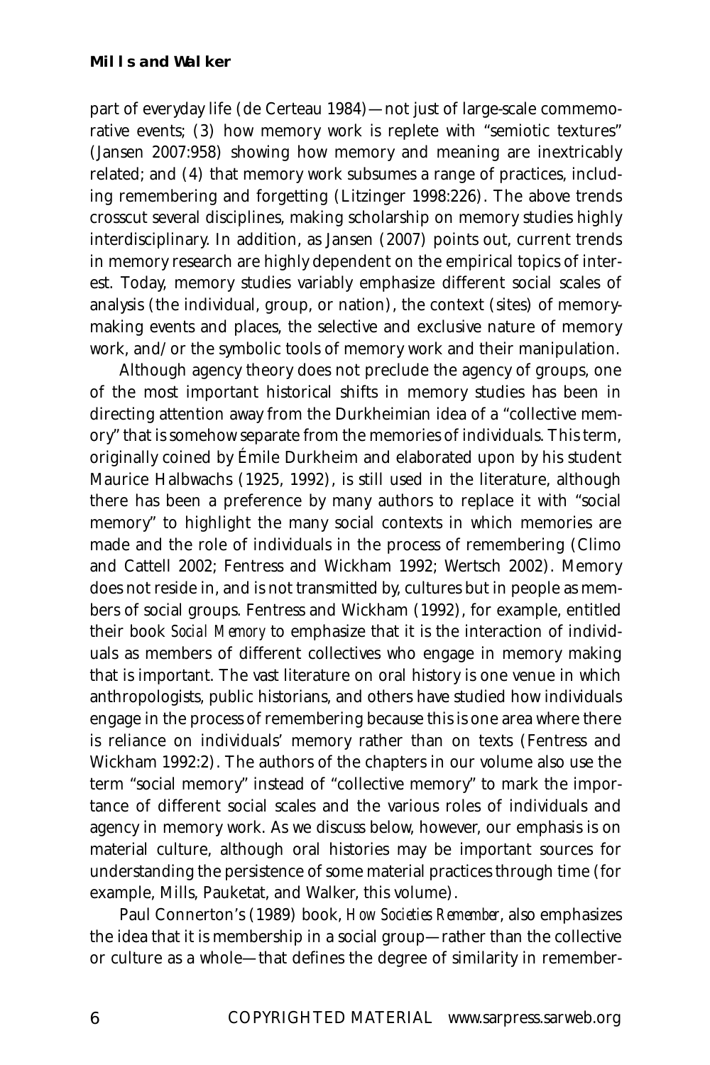part of everyday life (de Certeau 1984)—not just of large-scale commemorative events; (3) how memory work is replete with "semiotic textures" (Jansen 2007:958) showing how memory and meaning are inextricably related; and (4) that memory work subsumes a range of practices, including remembering and forgetting (Litzinger 1998:226). The above trends crosscut several disciplines, making scholarship on memory studies highly interdisciplinary. In addition, as Jansen (2007) points out, current trends in memory research are highly dependent on the empirical topics of interest. Today, memory studies variably emphasize different social scales of analysis (the individual, group, or nation), the context (sites) of memory-making events and places, the selective and exclusive nature of memory work, and/or the symbolic tools of memory work and their manipulation.

Although agency theory does not preclude the agency of groups, one of the most important historical shifts in memory studies has been in directing attention away from the Durkheimian idea of a "collective memory" that is somehow separate from the memories of individuals. This term, originally coined by Émile Durkheim and elaborated upon by his student Maurice Halbwachs (1925, 1992), is still used in the literature, although there has been a preference by many authors to replace it with "social memory" to highlight the many social contexts in which memories are made and the role of individuals in the process of remembering (Climo and Cattell 2002; Fentress and Wickham 1992; Wertsch 2002). Memory does not reside in, and is not transmitted by, cultures but in people as members of social groups. Fentress and Wickham (1992), for example, entitled their book *Social Memory* to emphasize that it is the interaction of individuals as members of different collectives who engage in memory making that is important. The vast literature on oral history is one venue in which anthropologists, public historians, and others have studied how individuals engage in the process of remembering because this is one area where there is reliance on individuals' memory rather than on texts (Fentress and Wickham 1992:2). The authors of the chapters in our volume also use the term "social memory" instead of "collective memory" to mark the importance of different social scales and the various roles of individuals and agency in memory work. As we discuss below, however, our emphasis is on material culture, although oral histories may be important sources for understanding the persistence of some material practices through time (for example, Mills, Pauketat, and Walker, this volume).

Paul Connerton's (1989) book, *How Societies Remember*, also emphasizes the idea that it is membership in a social group—rather than the collective or culture as a whole—that defines the degree of similarity in remember-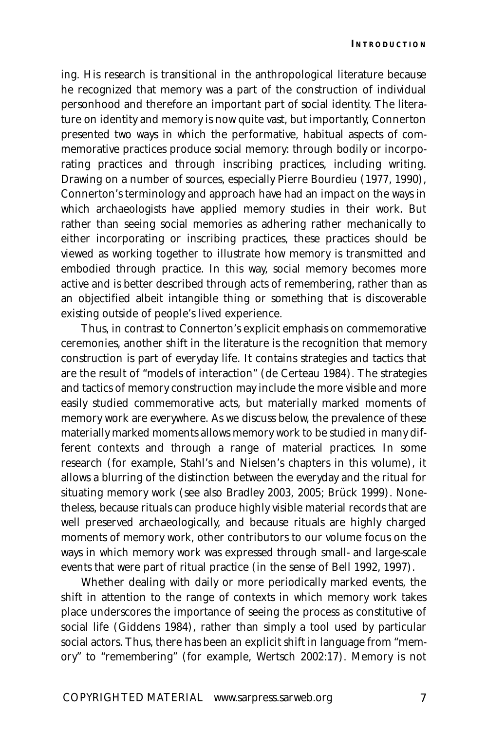ing. His research is transitional in the anthropological literature because he recognized that memory was a part of the construction of individual personhood and therefore an important part of social identity. The literature on identity and memory is now quite vast, but importantly, Connerton presented two ways in which the performative, habitual aspects of commemorative practices produce social memory: through bodily or incorporating practices and through inscribing practices, including writing. Drawing on a number of sources, especially Pierre Bourdieu (1977, 1990), Connerton's terminology and approach have had an impact on the ways in which archaeologists have applied memory studies in their work. But rather than seeing social memories as adhering rather mechanically to either incorporating or inscribing practices, these practices should be viewed as working together to illustrate how memory is transmitted and embodied through practice. In this way, social memory becomes more active and is better described through acts of remembering, rather than as an objectified albeit intangible thing or something that is discoverable existing outside of people's lived experience.

Thus, in contrast to Connerton's explicit emphasis on commemorative ceremonies, another shift in the literature is the recognition that memory construction is part of everyday life. It contains strategies and tactics that are the result of "models of interaction" (de Certeau 1984). The strategies and tactics of memory construction may include the more visible and more easily studied commemorative acts, but materially marked moments of memory work are everywhere. As we discuss below, the prevalence of these materially marked moments allows memory work to be studied in many different contexts and through a range of material practices. In some research (for example, Stahl's and Nielsen's chapters in this volume), it allows a blurring of the distinction between the everyday and the ritual for situating memory work (see also Bradley 2003, 2005; Brück 1999). Nonetheless, because rituals can produce highly visible material records that are well preserved archaeologically, and because rituals are highly charged moments of memory work, other contributors to our volume focus on the ways in which memory work was expressed through small- and large-scale events that were part of ritual practice (in the sense of Bell 1992, 1997).

Whether dealing with daily or more periodically marked events, the shift in attention to the range of contexts in which memory work takes place underscores the importance of seeing the process as constitutive of social life (Giddens 1984), rather than simply a tool used by particular social actors. Thus, there has been an explicit shift in language from "memory" to "remembering" (for example, Wertsch 2002:17). Memory is not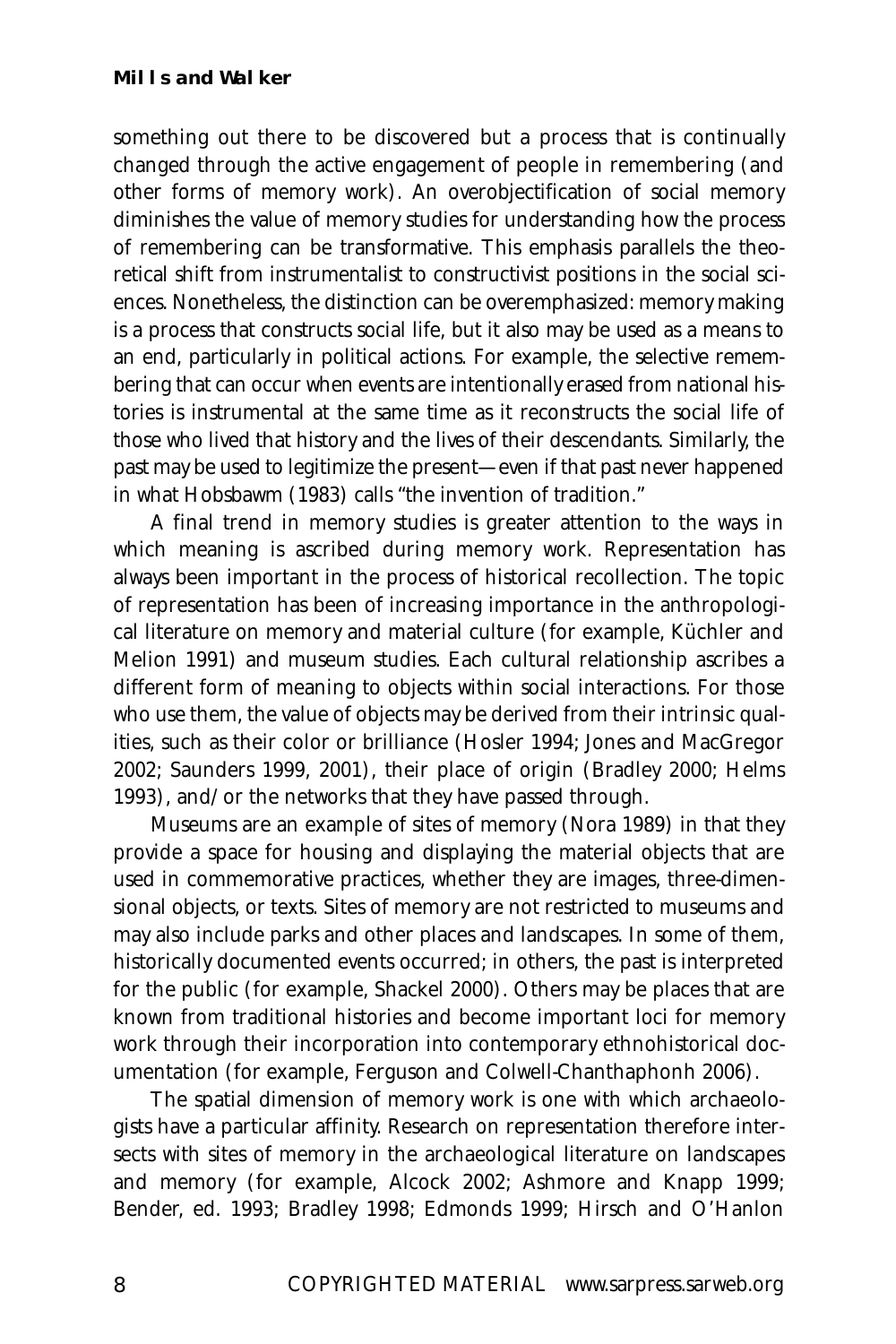something out there to be discovered but a process that is continually changed through the active engagement of people in remembering (and other forms of memory work). An overobjectification of social memory diminishes the value of memory studies for understanding how the process of remembering can be transformative. This emphasis parallels the theoretical shift from instrumentalist to constructivist positions in the social sciences. Nonetheless, the distinction can be overemphasized: memory making is a process that constructs social life, but it also may be used as a means to an end, particularly in political actions. For example, the selective remembering that can occur when events are intentionally erased from national histories is instrumental at the same time as it reconstructs the social life of those who lived that history and the lives of their descendants. Similarly, the past may be used to legitimize the present—even if that past never happened in what Hobsbawm (1983) calls "the invention of tradition."

A final trend in memory studies is greater attention to the ways in which meaning is ascribed during memory work. Representation has always been important in the process of historical recollection. The topic of representation has been of increasing importance in the anthropological literature on memory and material culture (for example, Küchler and Melion 1991) and museum studies. Each cultural relationship ascribes a different form of meaning to objects within social interactions. For those who use them, the value of objects may be derived from their intrinsic qualities, such as their color or brilliance (Hosler 1994; Jones and MacGregor 2002; Saunders 1999, 2001), their place of origin (Bradley 2000; Helms 1993), and/or the networks that they have passed through.

Museums are an example of sites of memory (Nora 1989) in that they provide a space for housing and displaying the material objects that are used in commemorative practices, whether they are images, three-dimensional objects, or texts. Sites of memory are not restricted to museums and may also include parks and other places and landscapes. In some of them, historically documented events occurred; in others, the past is interpreted for the public (for example, Shackel 2000). Others may be places that are known from traditional histories and become important loci for memory work through their incorporation into contemporary ethnohistorical documentation (for example, Ferguson and Colwell-Chanthaphonh 2006).

The spatial dimension of memory work is one with which archaeologists have a particular affinity. Research on representation therefore intersects with sites of memory in the archaeological literature on landscapes and memory (for example, Alcock 2002; Ashmore and Knapp 1999; Bender, ed. 1993; Bradley 1998; Edmonds 1999; Hirsch and O'Hanlon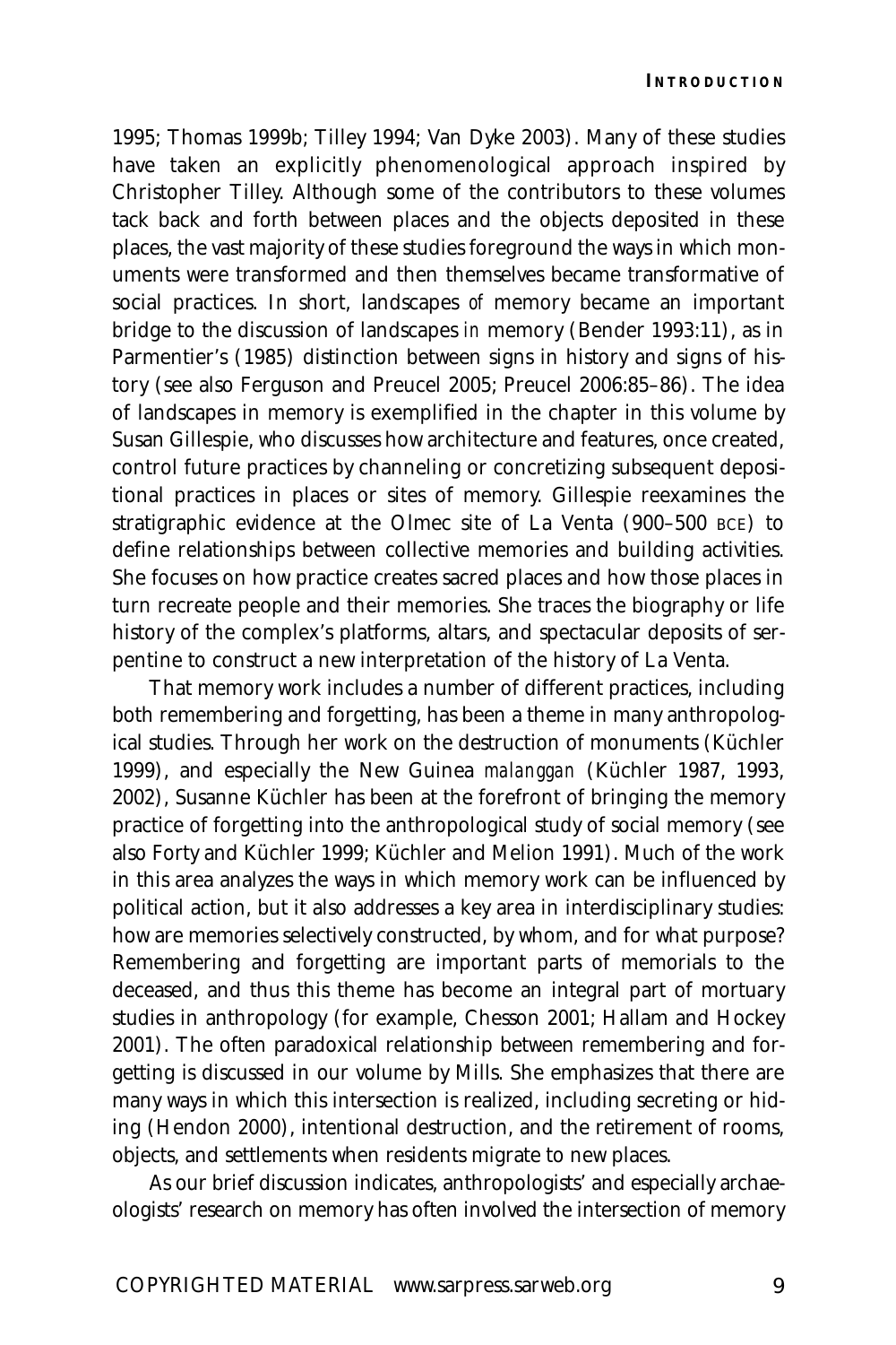1995; Thomas 1999b; Tilley 1994; Van Dyke 2003). Many of these studies have taken an explicitly phenomenological approach inspired by Christopher Tilley. Although some of the contributors to these volumes tack back and forth between places and the objects deposited in these places, the vast majority of these studies foreground the ways in which monuments were transformed and then themselves became transformative of social practices. In short, landscapes *of* memory became an important bridge to the discussion of landscapes *in* memory (Bender 1993:11), as in Parmentier's (1985) distinction between signs in history and signs of history (see also Ferguson and Preucel 2005; Preucel 2006:85–86). The idea of landscapes in memory is exemplified in the chapter in this volume by Susan Gillespie, who discusses how architecture and features, once created, control future practices by channeling or concretizing subsequent depositional practices in places or sites of memory. Gillespie reexamines the stratigraphic evidence at the Olmec site of La Venta (900–500 BCE) to define relationships between collective memories and building activities. She focuses on how practice creates sacred places and how those places in turn recreate people and their memories. She traces the biography or life history of the complex's platforms, altars, and spectacular deposits of serpentine to construct a new interpretation of the history of La Venta.

That memory work includes a number of different practices, including both remembering and forgetting, has been a theme in many anthropological studies. Through her work on the destruction of monuments (Küchler 1999), and especially the New Guinea *malanggan* (Küchler 1987, 1993, 2002), Susanne Küchler has been at the forefront of bringing the memory practice of forgetting into the anthropological study of social memory (see also Forty and Küchler 1999; Küchler and Melion 1991). Much of the work in this area analyzes the ways in which memory work can be influenced by political action, but it also addresses a key area in interdisciplinary studies: how are memories selectively constructed, by whom, and for what purpose? Remembering and forgetting are important parts of memorials to the deceased, and thus this theme has become an integral part of mortuary studies in anthropology (for example, Chesson 2001; Hallam and Hockey 2001). The often paradoxical relationship between remembering and forgetting is discussed in our volume by Mills. She emphasizes that there are many ways in which this intersection is realized, including secreting or hiding (Hendon 2000), intentional destruction, and the retirement of rooms, objects, and settlements when residents migrate to new places.

As our brief discussion indicates, anthropologists' and especially archaeologists' research on memory has often involved the intersection of memory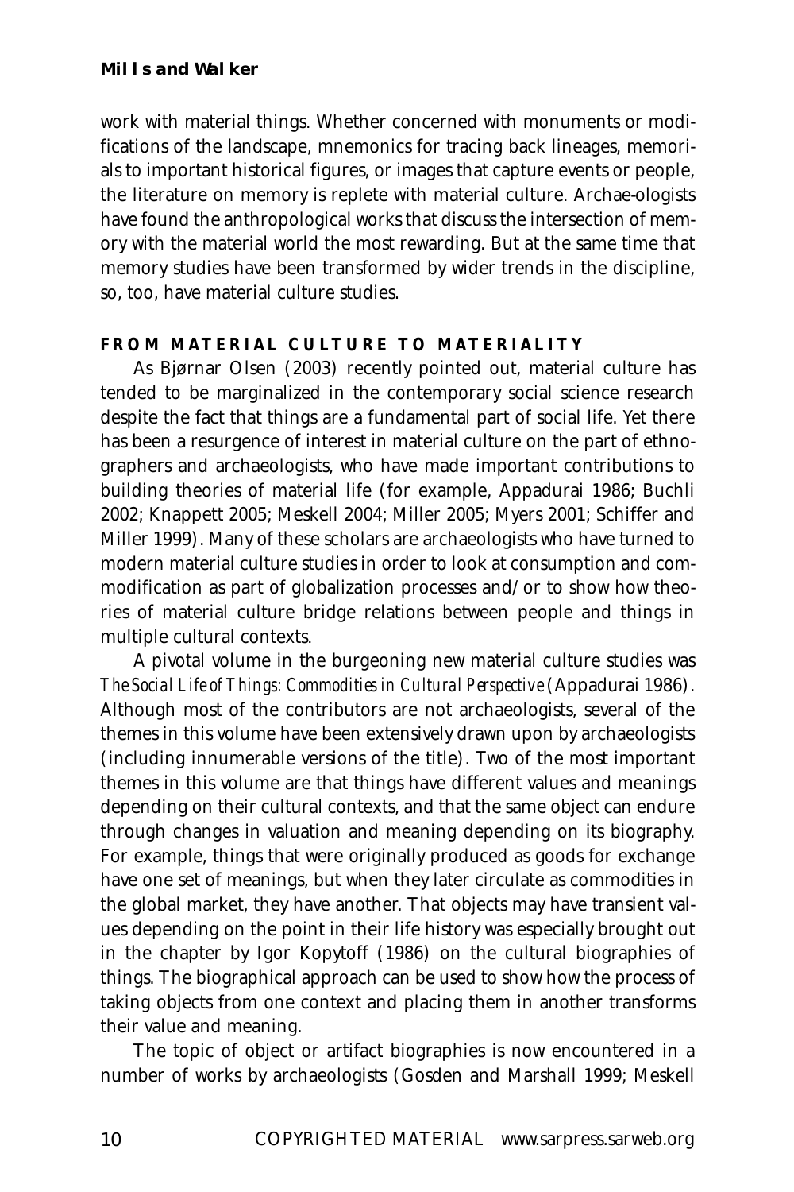work with material things. Whether concerned with monuments or modifications of the landscape, mnemonics for tracing back lineages, memorials to important historical figures, or images that capture events or people, the literature on memory is replete with material culture. Archae-ologists have found the anthropological works that discuss the intersection of memory with the material world the most rewarding. But at the same time that memory studies have been transformed by wider trends in the discipline, so, too, have material culture studies.

## FROM MATERIAL CULTURE TO MATERIALITY

As Bjørnar Olsen (2003) recently pointed out, material culture has tended to be marginalized in the contemporary social science research despite the fact that things are a fundamental part of social life. Yet there has been a resurgence of interest in material culture on the part of ethnographers and archaeologists, who have made important contributions to building theories of material life (for example, Appadurai 1986; Buchli 2002; Knappett 2005; Meskell 2004; Miller 2005; Myers 2001; Schiffer and Miller 1999). Many of these scholars are archaeologists who have turned to modern material culture studies in order to look at consumption and commodification as part of globalization processes and/or to show how theories of material culture bridge relations between people and things in multiple cultural contexts.

A pivotal volume in the burgeoning new material culture studies was *The Social Life of Things: Commodities in Cultural Perspective* (Appadurai 1986). Although most of the contributors are not archaeologists, several of the themes in this volume have been extensively drawn upon by archaeologists (including innumerable versions of the title). Two of the most important themes in this volume are that things have different values and meanings depending on their cultural contexts, and that the same object can endure through changes in valuation and meaning depending on its biography. For example, things that were originally produced as goods for exchange have one set of meanings, but when they later circulate as commodities in the global market, they have another. That objects may have transient values depending on the point in their life history was especially brought out in the chapter by Igor Kopytoff (1986) on the cultural biographies of things. The biographical approach can be used to show how the process of taking objects from one context and placing them in another transforms their value and meaning.

The topic of object or artifact biographies is now encountered in a number of works by archaeologists (Gosden and Marshall 1999; Meskell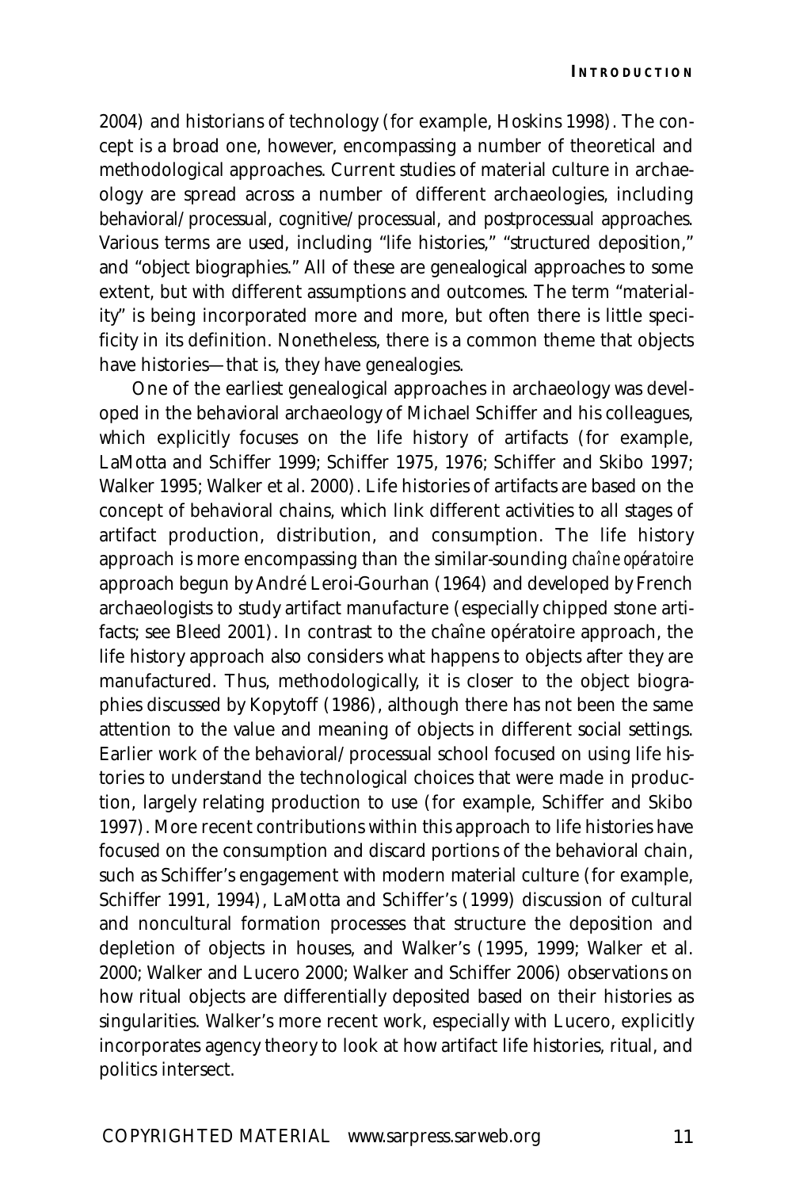2004) and historians of technology (for example, Hoskins 1998). The concept is a broad one, however, encompassing a number of theoretical and methodological approaches. Current studies of material culture in archaeology are spread across a number of different archaeologies, including behavioral/processual, cognitive/processual, and postprocessual approaches. Various terms are used, including "life histories," "structured deposition," and "object biographies." All of these are genealogical approaches to some extent, but with different assumptions and outcomes. The term "materiality" is being incorporated more and more, but often there is little specificity in its definition. Nonetheless, there is a common theme that objects have histories—that is, they have genealogies.

One of the earliest genealogical approaches in archaeology was developed in the behavioral archaeology of Michael Schiffer and his colleagues, which explicitly focuses on the life history of artifacts (for example, LaMotta and Schiffer 1999; Schiffer 1975, 1976; Schiffer and Skibo 1997; Walker 1995; Walker et al. 2000). Life histories of artifacts are based on the concept of behavioral chains, which link different activities to all stages of artifact production, distribution, and consumption. The life history approach is more encompassing than the similar-sounding *chaîne opératoire* approach begun by André Leroi-Gourhan (1964) and developed by French archaeologists to study artifact manufacture (especially chipped stone artifacts; see Bleed 2001). In contrast to the chaîne opératoire approach, the life history approach also considers what happens to objects after they are manufactured. Thus, methodologically, it is closer to the object biographies discussed by Kopytoff (1986), although there has not been the same attention to the value and meaning of objects in different social settings. Earlier work of the behavioral/processual school focused on using life histories to understand the technological choices that were made in production, largely relating production to use (for example, Schiffer and Skibo 1997). More recent contributions within this approach to life histories have focused on the consumption and discard portions of the behavioral chain, such as Schiffer's engagement with modern material culture (for example, Schiffer 1991, 1994), LaMotta and Schiffer's (1999) discussion of cultural and noncultural formation processes that structure the deposition and depletion of objects in houses, and Walker's (1995, 1999; Walker et al. 2000; Walker and Lucero 2000; Walker and Schiffer 2006) observations on how ritual objects are differentially deposited based on their histories as singularities. Walker's more recent work, especially with Lucero, explicitly incorporates agency theory to look at how artifact life histories, ritual, and politics intersect.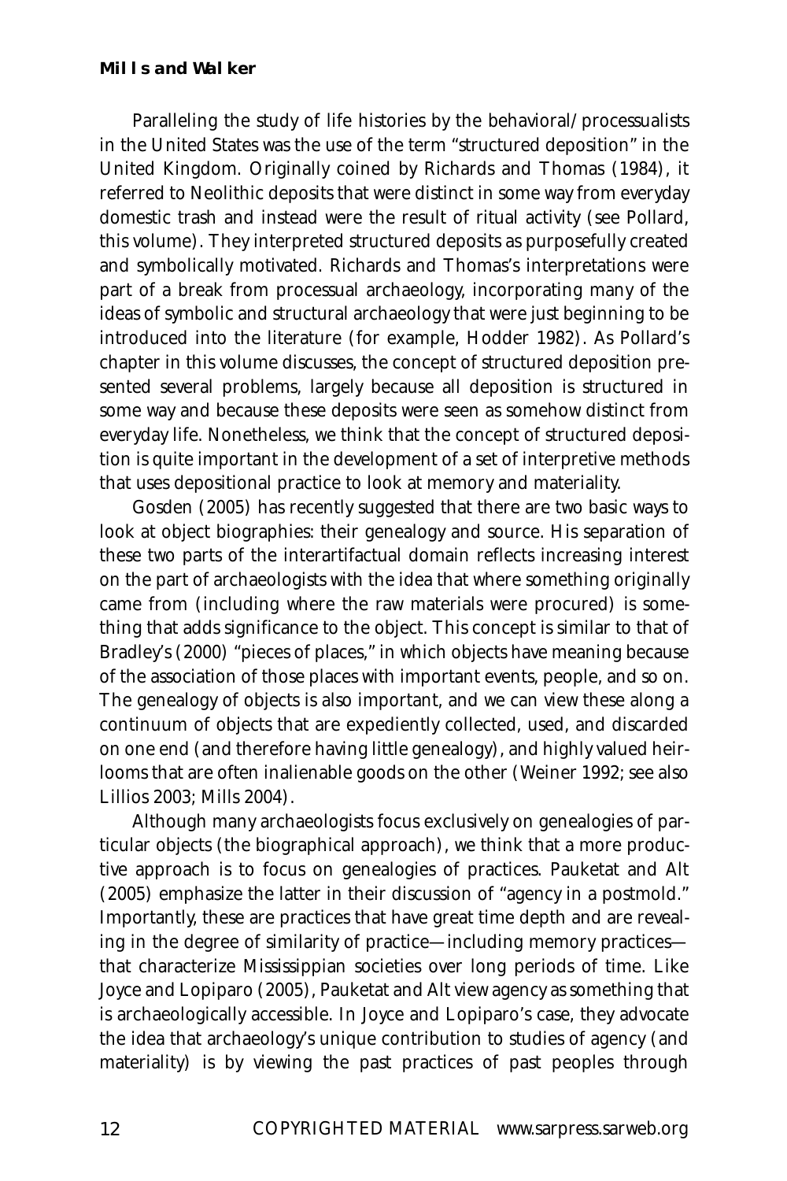Paralleling the study of life histories by the behavioral/processualists in the United States was the use of the term "structured deposition" in the United Kingdom. Originally coined by Richards and Thomas (1984), it referred to Neolithic deposits that were distinct in some way from everyday domestic trash and instead were the result of ritual activity (see Pollard, this volume). They interpreted structured deposits as purposefully created and symbolically motivated. Richards and Thomas's interpretations were part of a break from processual archaeology, incorporating many of the ideas of symbolic and structural archaeology that were just beginning to be introduced into the literature (for example, Hodder 1982). As Pollard's chapter in this volume discusses, the concept of structured deposition presented several problems, largely because all deposition is structured in some way and because these deposits were seen as somehow distinct from everyday life. Nonetheless, we think that the concept of structured deposition is quite important in the development of a set of interpretive methods that uses depositional practice to look at memory and materiality.

Gosden (2005) has recently suggested that there are two basic ways to look at object biographies: their genealogy and source. His separation of these two parts of the interartifactual domain reflects increasing interest on the part of archaeologists with the idea that where something originally came from (including where the raw materials were procured) is something that adds significance to the object. This concept is similar to that of Bradley's (2000) "pieces of places," in which objects have meaning because of the association of those places with important events, people, and so on. The genealogy of objects is also important, and we can view these along a continuum of objects that are expediently collected, used, and discarded on one end (and therefore having little genealogy), and highly valued heirlooms that are often inalienable goods on the other (Weiner 1992; see also Lillios 2003; Mills 2004).

Although many archaeologists focus exclusively on genealogies of particular objects (the biographical approach), we think that a more productive approach is to focus on genealogies of practices. Pauketat and Alt (2005) emphasize the latter in their discussion of "agency in a postmold." Importantly, these are practices that have great time depth and are revealing in the degree of similarity of practice—including memory practices—that characterize Mississippian societies over long periods of time. Like Joyce and Lopiparo (2005), Pauketat and Alt view agency as something that is archaeologically accessible. In Joyce and Lopiparo's case, they advocate the idea that archaeology's unique contribution to studies of agency (and materiality) is by viewing the past practices of past peoples through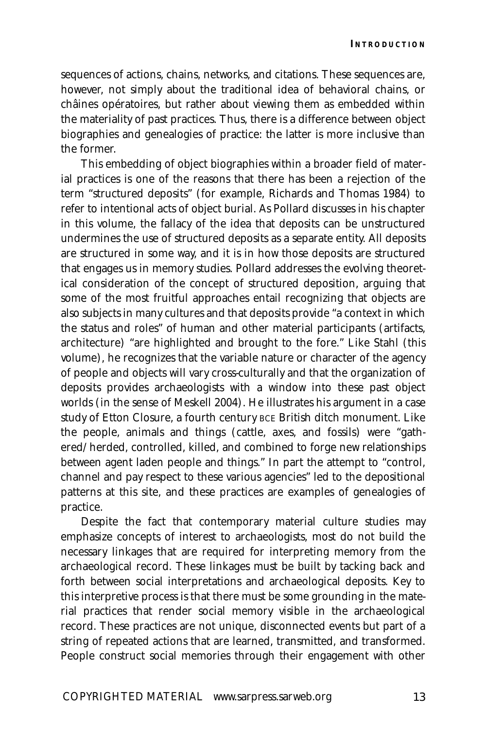sequences of actions, chains, networks, and citations. These sequences are, however, not simply about the traditional idea of behavioral chains, or châines opératoires, but rather about viewing them as embedded within the materiality of past practices. Thus, there is a difference between object biographies and genealogies of practice: the latter is more inclusive than the former.

This embedding of object biographies within a broader field of material practices is one of the reasons that there has been a rejection of the term "structured deposits" (for example, Richards and Thomas 1984) to refer to intentional acts of object burial. As Pollard discusses in his chapter in this volume, the fallacy of the idea that deposits can be unstructured undermines the use of structured deposits as a separate entity. All deposits are structured in some way, and it is in how those deposits are structured that engages us in memory studies. Pollard addresses the evolving theoretical consideration of the concept of structured deposition, arguing that some of the most fruitful approaches entail recognizing that objects are also subjects in many cultures and that deposits provide "a context in which the status and roles" of human and other material participants (artifacts, architecture) "are highlighted and brought to the fore." Like Stahl (this volume), he recognizes that the variable nature or character of the agency of people and objects will vary cross-culturally and that the organization of deposits provides archaeologists with a window into these past object worlds (in the sense of Meskell 2004). He illustrates his argument in a case study of Etton Closure, a fourth century BCE British ditch monument. Like the people, animals and things (cattle, axes, and fossils) were "gathered/herded, controlled, killed, and combined to forge new relationships between agent laden people and things." In part the attempt to "control, channel and pay respect to these various agencies" led to the depositional patterns at this site, and these practices are examples of genealogies of practice.

Despite the fact that contemporary material culture studies may emphasize concepts of interest to archaeologists, most do not build the necessary linkages that are required for interpreting memory from the archaeological record. These linkages must be built by tacking back and forth between social interpretations and archaeological deposits. Key to this interpretive process is that there must be some grounding in the material practices that render social memory visible in the archaeological record. These practices are not unique, disconnected events but part of a string of repeated actions that are learned, transmitted, and transformed. People construct social memories through their engagement with other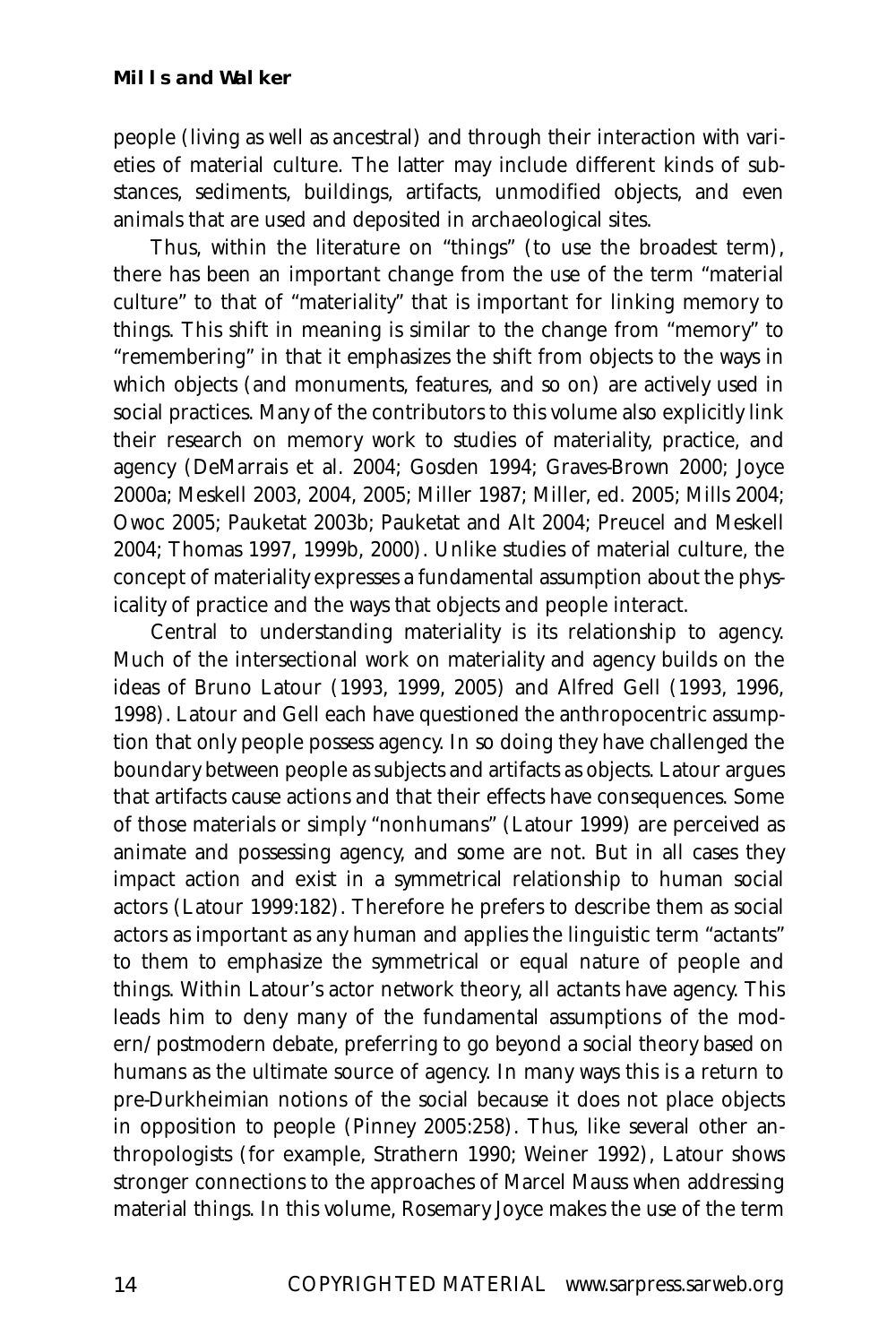people (living as well as ancestral) and through their interaction with varieties of material culture. The latter may include different kinds of substances, sediments, buildings, artifacts, unmodified objects, and even animals that are used and deposited in archaeological sites.

Thus, within the literature on "things" (to use the broadest term), there has been an important change from the use of the term "material culture" to that of "materiality" that is important for linking memory to things. This shift in meaning is similar to the change from "memory" to "remembering" in that it emphasizes the shift from objects to the ways in which objects (and monuments, features, and so on) are actively used in social practices. Many of the contributors to this volume also explicitly link their research on memory work to studies of materiality, practice, and agency (DeMarrais et al. 2004; Gosden 1994; Graves-Brown 2000; Joyce 2000a; Meskell 2003, 2004, 2005; Miller 1987; Miller, ed. 2005; Mills 2004; Owoc 2005; Pauketat 2003b; Pauketat and Alt 2004; Preucel and Meskell 2004; Thomas 1997, 1999b, 2000). Unlike studies of material culture, the concept of materiality expresses a fundamental assumption about the physicality of practice and the ways that objects and people interact.

Central to understanding materiality is its relationship to agency. Much of the intersectional work on materiality and agency builds on the ideas of Bruno Latour (1993, 1999, 2005) and Alfred Gell (1993, 1996, 1998). Latour and Gell each have questioned the anthropocentric assumption that only people possess agency. In so doing they have challenged the boundary between people as subjects and artifacts as objects. Latour argues that artifacts cause actions and that their effects have consequences. Some of those materials or simply "nonhumans" (Latour 1999) are perceived as animate and possessing agency, and some are not. But in all cases they impact action and exist in a symmetrical relationship to human social actors (Latour 1999:182). Therefore he prefers to describe them as social actors as important as any human and applies the linguistic term "actants" to them to emphasize the symmetrical or equal nature of people and things. Within Latour's actor network theory, all actants have agency. This leads him to deny many of the fundamental assumptions of the modern/postmodern debate, preferring to go beyond a social theory based on humans as the ultimate source of agency. In many ways this is a return to pre-Durkheimian notions of the social because it does not place objects in opposition to people (Pinney 2005:258). Thus, like several other anthropologists (for example, Strathern 1990; Weiner 1992), Latour shows stronger connections to the approaches of Marcel Mauss when addressing material things. In this volume, Rosemary Joyce makes the use of the term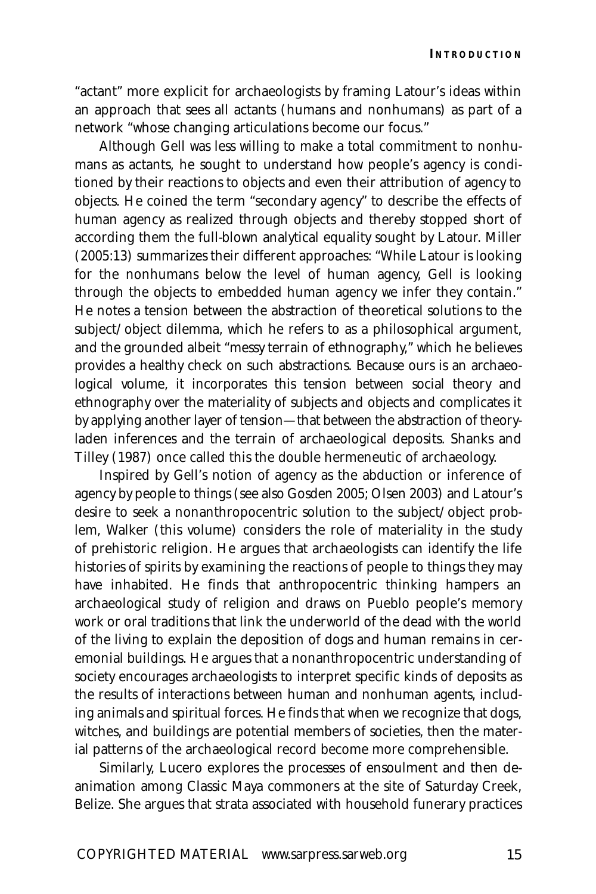"actant" more explicit for archaeologists by framing Latour's ideas within an approach that sees all actants (humans and nonhumans) as part of a network "whose changing articulations become our focus."

Although Gell was less willing to make a total commitment to nonhumans as actants, he sought to understand how people's agency is conditioned by their reactions to objects and even their attribution of agency to objects. He coined the term "secondary agency" to describe the effects of human agency as realized through objects and thereby stopped short of according them the full-blown analytical equality sought by Latour. Miller (2005:13) summarizes their different approaches: "While Latour is looking for the nonhumans below the level of human agency, Gell is looking through the objects to embedded human agency we infer they contain." He notes a tension between the abstraction of theoretical solutions to the subject/object dilemma, which he refers to as a philosophical argument, and the grounded albeit "messy terrain of ethnography," which he believes provides a healthy check on such abstractions. Because ours is an archaeological volume, it incorporates this tension between social theory and ethnography over the materiality of subjects and objects and complicates it by applying another layer of tension—that between the abstraction of theory-laden inferences and the terrain of archaeological deposits. Shanks and Tilley (1987) once called this the double hermeneutic of archaeology.

Inspired by Gell's notion of agency as the abduction or inference of agency by people to things (see also Gosden 2005; Olsen 2003) and Latour's desire to seek a nonanthropocentric solution to the subject/object problem, Walker (this volume) considers the role of materiality in the study of prehistoric religion. He argues that archaeologists can identify the life histories of spirits by examining the reactions of people to things they may have inhabited. He finds that anthropocentric thinking hampers an archaeological study of religion and draws on Pueblo people's memory work or oral traditions that link the underworld of the dead with the world of the living to explain the deposition of dogs and human remains in ceremonial buildings. He argues that a nonanthropocentric understanding of society encourages archaeologists to interpret specific kinds of deposits as the results of interactions between human and nonhuman agents, including animals and spiritual forces. He finds that when we recognize that dogs, witches, and buildings are potential members of societies, then the material patterns of the archaeological record become more comprehensible.

Similarly, Lucero explores the processes of ensoulment and then deanimation among Classic Maya commoners at the site of Saturday Creek, Belize. She argues that strata associated with household funerary practices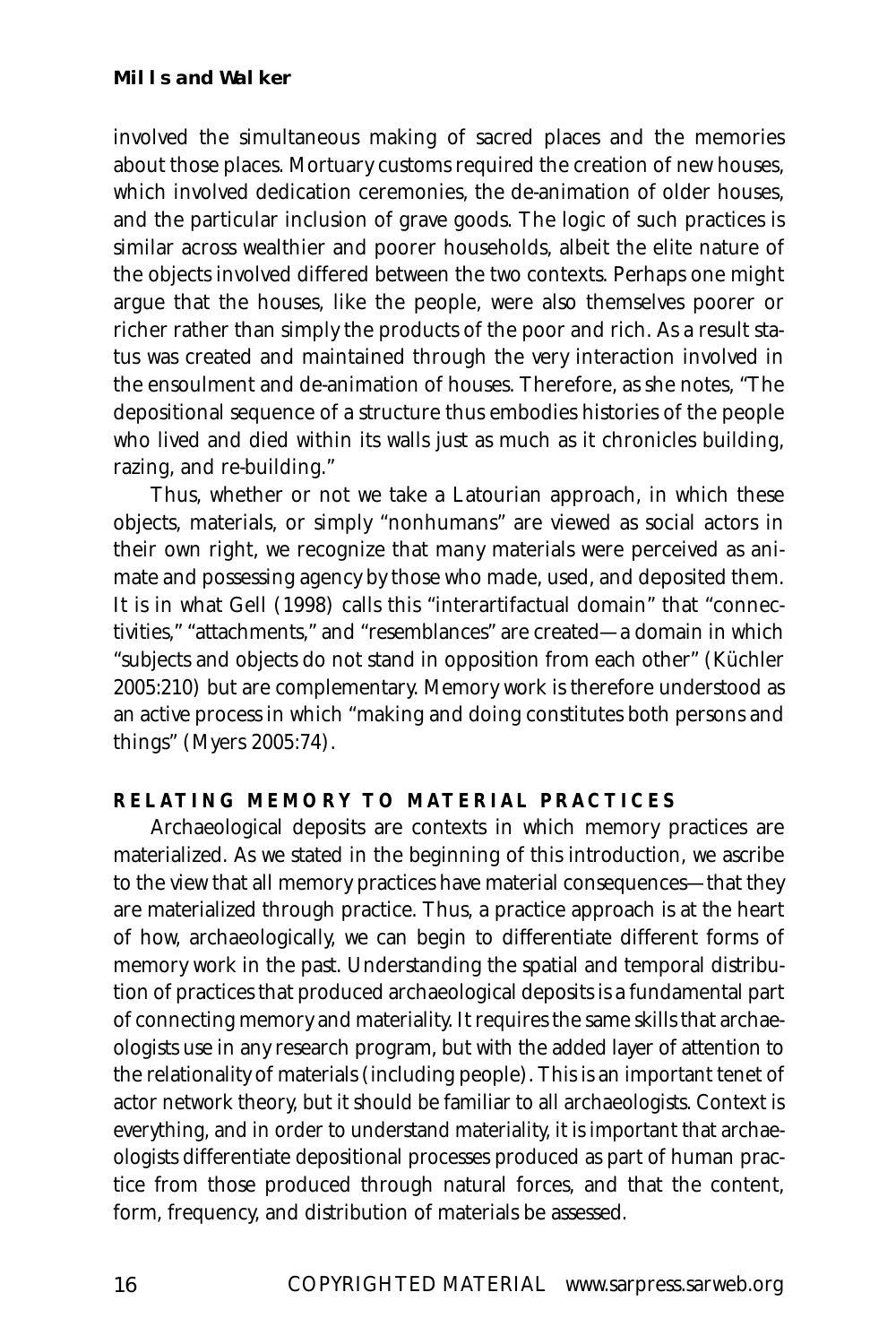involved the simultaneous making of sacred places and the memories about those places. Mortuary customs required the creation of new houses, which involved dedication ceremonies, the de-animation of older houses, and the particular inclusion of grave goods. The logic of such practices is similar across wealthier and poorer households, albeit the elite nature of the objects involved differed between the two contexts. Perhaps one might argue that the houses, like the people, were also themselves poorer or richer rather than simply the products of the poor and rich. As a result status was created and maintained through the very interaction involved in the ensoulment and de-animation of houses. Therefore, as she notes, "The depositional sequence of a structure thus embodies histories of the people who lived and died within its walls just as much as it chronicles building, razing, and re-building."

Thus, whether or not we take a Latourian approach, in which these objects, materials, or simply "nonhumans" are viewed as social actors in their own right, we recognize that many materials were perceived as animate and possessing agency by those who made, used, and deposited them. It is in what Gell (1998) calls this "interartifactual domain" that "connectivities," "attachments," and "resemblances" are created—a domain in which "subjects and objects do not stand in opposition from each other" (Küchler 2005:210) but are complementary. Memory work is therefore understood as an active process in which "making and doing constitutes both persons and things" (Myers 2005:74).

## RELATING MEMORY TO MATERIAL PRACTICES

Archaeological deposits are contexts in which memory practices are materialized. As we stated in the beginning of this introduction, we ascribe to the view that all memory practices have material consequences—that they are materialized through practice. Thus, a practice approach is at the heart of how, archaeologically, we can begin to differentiate different forms of memory work in the past. Understanding the spatial and temporal distribution of practices that produced archaeological deposits is a fundamental part of connecting memory and materiality. It requires the same skills that archaeologists use in any research program, but with the added layer of attention to the relationality of materials (including people). This is an important tenet of actor network theory, but it should be familiar to all archaeologists. Context is everything, and in order to understand materiality, it is important that archaeologists differentiate depositional processes produced as part of human practice from those produced through natural forces, and that the content, form, frequency, and distribution of materials be assessed.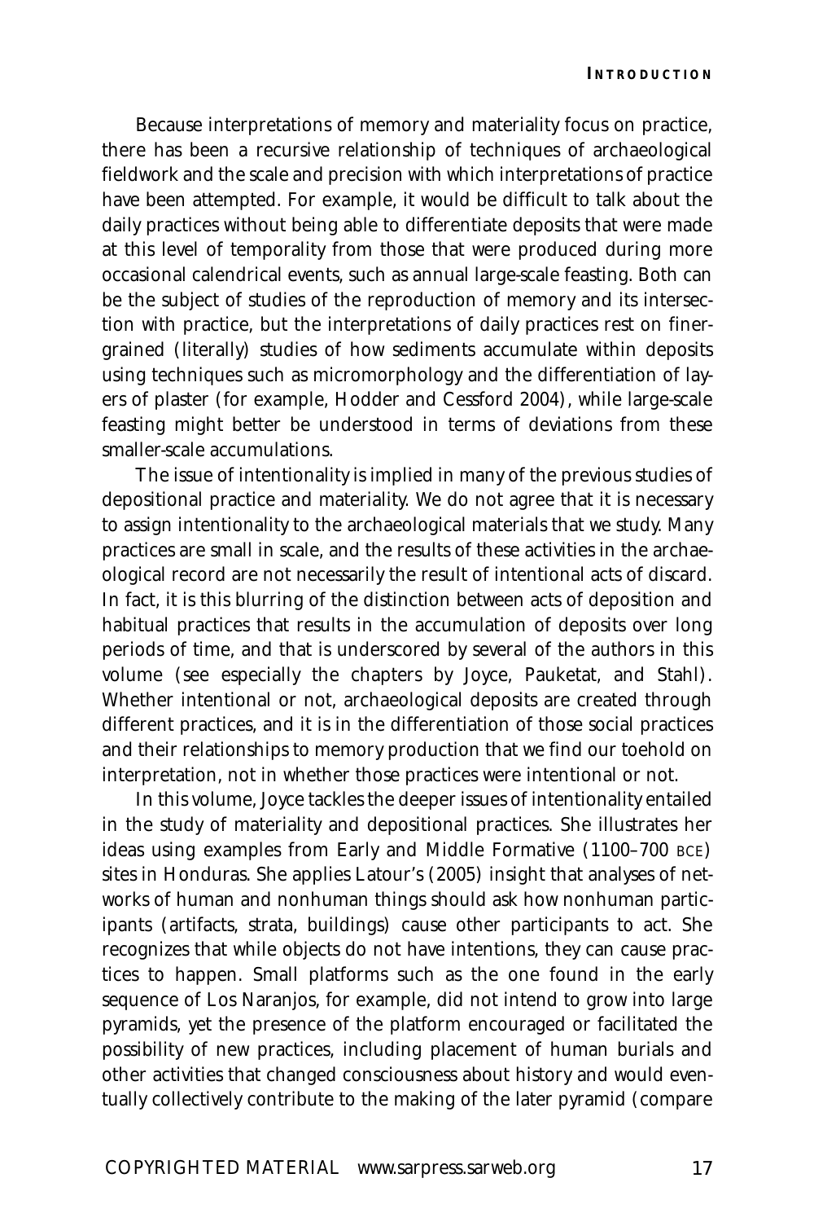Because interpretations of memory and materiality focus on practice, there has been a recursive relationship of techniques of archaeological fieldwork and the scale and precision with which interpretations of practice have been attempted. For example, it would be difficult to talk about the daily practices without being able to differentiate deposits that were made at this level of temporality from those that were produced during more occasional calendrical events, such as annual large-scale feasting. Both can be the subject of studies of the reproduction of memory and its intersection with practice, but the interpretations of daily practices rest on finer-grained (literally) studies of how sediments accumulate within deposits using techniques such as micromorphology and the differentiation of layers of plaster (for example, Hodder and Cessford 2004), while large-scale feasting might better be understood in terms of deviations from these smaller-scale accumulations.

The issue of intentionality is implied in many of the previous studies of depositional practice and materiality. We do not agree that it is necessary to assign intentionality to the archaeological materials that we study. Many practices are small in scale, and the results of these activities in the archaeological record are not necessarily the result of intentional acts of discard. In fact, it is this blurring of the distinction between acts of deposition and habitual practices that results in the accumulation of deposits over long periods of time, and that is underscored by several of the authors in this volume (see especially the chapters by Joyce, Pauketat, and Stahl). Whether intentional or not, archaeological deposits are created through different practices, and it is in the differentiation of those social practices and their relationships to memory production that we find our toehold on interpretation, not in whether those practices were intentional or not.

In this volume, Joyce tackles the deeper issues of intentionality entailed in the study of materiality and depositional practices. She illustrates her ideas using examples from Early and Middle Formative (1100–700 BCE) sites in Honduras. She applies Latour's (2005) insight that analyses of networks of human and nonhuman things should ask how nonhuman participants (artifacts, strata, buildings) cause other participants to act. She recognizes that while objects do not have intentions, they can cause practices to happen. Small platforms such as the one found in the early sequence of Los Naranjos, for example, did not intend to grow into large pyramids, yet the presence of the platform encouraged or facilitated the possibility of new practices, including placement of human burials and other activities that changed consciousness about history and would eventually collectively contribute to the making of the later pyramid (compare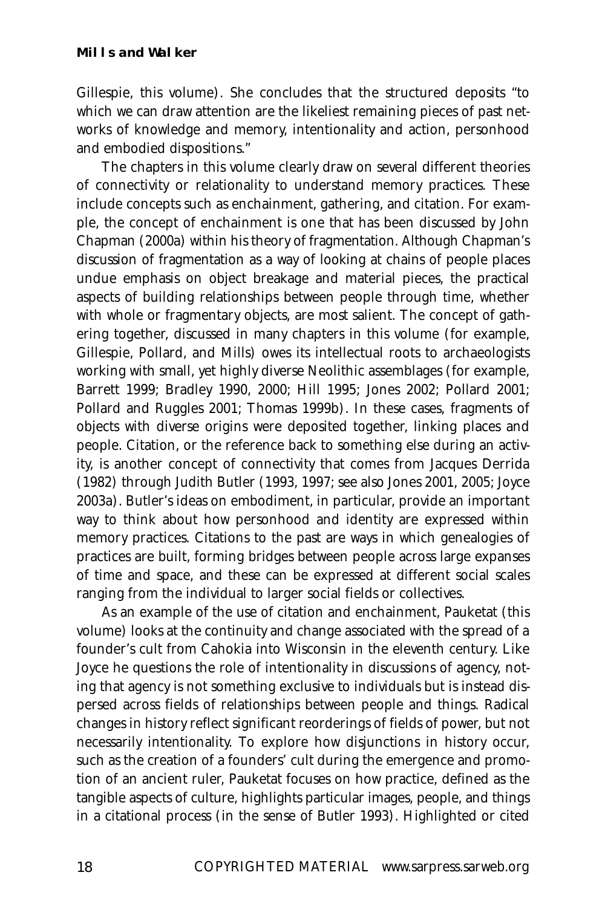Gillespie, this volume). She concludes that the structured deposits "to which we can draw attention are the likeliest remaining pieces of past networks of knowledge and memory, intentionality and action, personhood and embodied dispositions."

The chapters in this volume clearly draw on several different theories of connectivity or relationality to understand memory practices. These include concepts such as enchainment, gathering, and citation. For example, the concept of enchainment is one that has been discussed by John Chapman (2000a) within his theory of fragmentation. Although Chapman's discussion of fragmentation as a way of looking at chains of people places undue emphasis on object breakage and material pieces, the practical aspects of building relationships between people through time, whether with whole or fragmentary objects, are most salient. The concept of gathering together, discussed in many chapters in this volume (for example, Gillespie, Pollard, and Mills) owes its intellectual roots to archaeologists working with small, yet highly diverse Neolithic assemblages (for example, Barrett 1999; Bradley 1990, 2000; Hill 1995; Jones 2002; Pollard 2001; Pollard and Ruggles 2001; Thomas 1999b). In these cases, fragments of objects with diverse origins were deposited together, linking places and people. Citation, or the reference back to something else during an activity, is another concept of connectivity that comes from Jacques Derrida (1982) through Judith Butler (1993, 1997; see also Jones 2001, 2005; Joyce 2003a). Butler's ideas on embodiment, in particular, provide an important way to think about how personhood and identity are expressed within memory practices. Citations to the past are ways in which genealogies of practices are built, forming bridges between people across large expanses of time and space, and these can be expressed at different social scales ranging from the individual to larger social fields or collectives.

As an example of the use of citation and enchainment, Pauketat (this volume) looks at the continuity and change associated with the spread of a founder's cult from Cahokia into Wisconsin in the eleventh century. Like Joyce he questions the role of intentionality in discussions of agency, noting that agency is not something exclusive to individuals but is instead dispersed across fields of relationships between people and things. Radical changes in history reflect significant reorderings of fields of power, but not necessarily intentionality. To explore how disjunctions in history occur, such as the creation of a founders' cult during the emergence and promotion of an ancient ruler, Pauketat focuses on how practice, defined as the tangible aspects of culture, highlights particular images, people, and things in a citational process (in the sense of Butler 1993). Highlighted or cited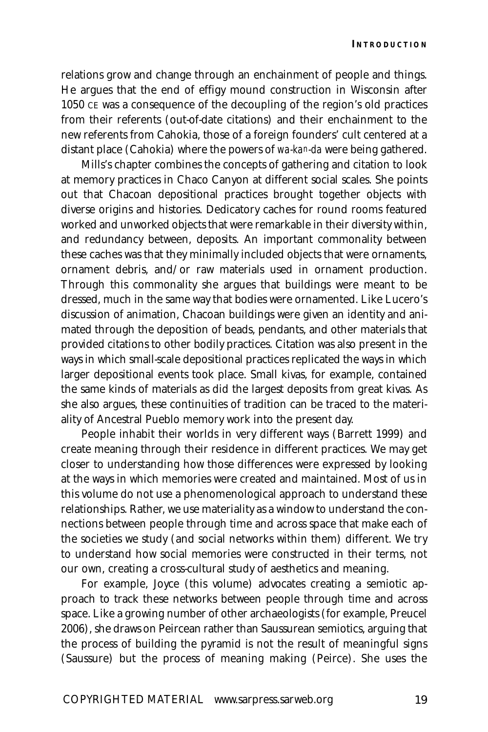relations grow and change through an enchainment of people and things. He argues that the end of effigy mound construction in Wisconsin after 1050 CE was a consequence of the decoupling of the region's old practices from their referents (out-of-date citations) and their enchainment to the new referents from Cahokia, those of a foreign founders' cult centered at a distant place (Cahokia) where the powers of *wa-ka*ⁿ*-da* were being gathered.

Mills's chapter combines the concepts of gathering and citation to look at memory practices in Chaco Canyon at different social scales. She points out that Chacoan depositional practices brought together objects with diverse origins and histories. Dedicatory caches for round rooms featured worked and unworked objects that were remarkable in their diversity within, and redundancy between, deposits. An important commonality between these caches was that they minimally included objects that were ornaments, ornament debris, and/or raw materials used in ornament production. Through this commonality she argues that buildings were meant to be dressed, much in the same way that bodies were ornamented. Like Lucero's discussion of animation, Chacoan buildings were given an identity and animated through the deposition of beads, pendants, and other materials that provided citations to other bodily practices. Citation was also present in the ways in which small-scale depositional practices replicated the ways in which larger depositional events took place. Small kivas, for example, contained the same kinds of materials as did the largest deposits from great kivas. As she also argues, these continuities of tradition can be traced to the materiality of Ancestral Pueblo memory work into the present day.

People inhabit their worlds in very different ways (Barrett 1999) and create meaning through their residence in different practices. We may get closer to understanding how those differences were expressed by looking at the ways in which memories were created and maintained. Most of us in this volume do not use a phenomenological approach to understand these relationships. Rather, we use materiality as a window to understand the connections between people through time and across space that make each of the societies we study (and social networks within them) different. We try to understand how social memories were constructed in their terms, not our own, creating a cross-cultural study of aesthetics and meaning.

For example, Joyce (this volume) advocates creating a semiotic approach to track these networks between people through time and across space. Like a growing number of other archaeologists (for example, Preucel 2006), she draws on Peircean rather than Saussurean semiotics, arguing that the process of building the pyramid is not the result of meaningful signs (Saussure) but the process of meaning making (Peirce). She uses the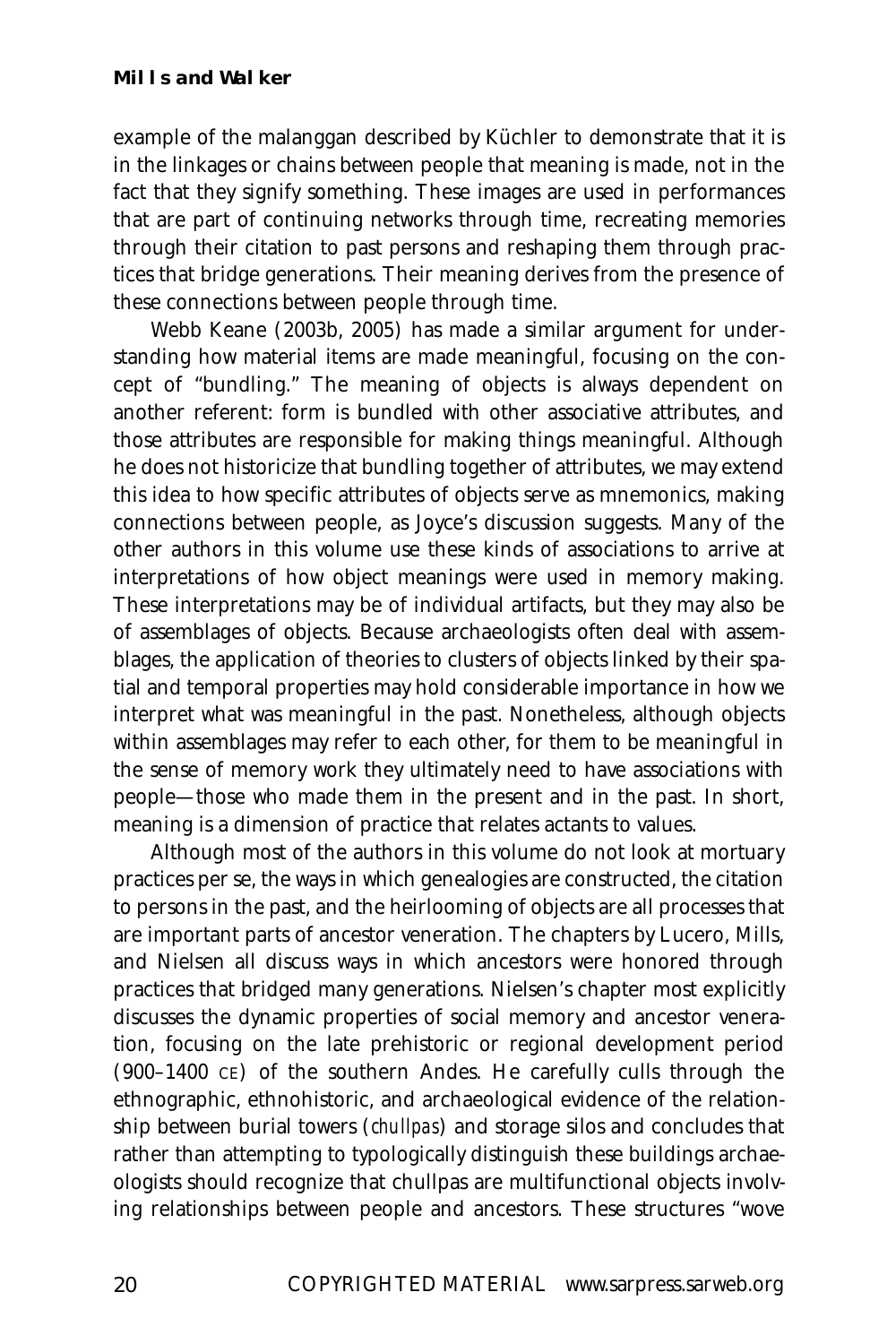example of the malanggan described by Küchler to demonstrate that it is in the linkages or chains between people that meaning is made, not in the fact that they signify something. These images are used in performances that are part of continuing networks through time, recreating memories through their citation to past persons and reshaping them through practices that bridge generations. Their meaning derives from the presence of these connections between people through time.

Webb Keane (2003b, 2005) has made a similar argument for understanding how material items are made meaningful, focusing on the concept of "bundling." The meaning of objects is always dependent on another referent: form is bundled with other associative attributes, and those attributes are responsible for making things meaningful. Although he does not historicize that bundling together of attributes, we may extend this idea to how specific attributes of objects serve as mnemonics, making connections between people, as Joyce's discussion suggests. Many of the other authors in this volume use these kinds of associations to arrive at interpretations of how object meanings were used in memory making. These interpretations may be of individual artifacts, but they may also be of assemblages of objects. Because archaeologists often deal with assemblages, the application of theories to clusters of objects linked by their spatial and temporal properties may hold considerable importance in how we interpret what was meaningful in the past. Nonetheless, although objects within assemblages may refer to each other, for them to be meaningful in the sense of memory work they ultimately need to have associations with people—those who made them in the present and in the past. In short, meaning is a dimension of practice that relates actants to values.

Although most of the authors in this volume do not look at mortuary practices per se, the ways in which genealogies are constructed, the citation to persons in the past, and the heirlooming of objects are all processes that are important parts of ancestor veneration. The chapters by Lucero, Mills, and Nielsen all discuss ways in which ancestors were honored through practices that bridged many generations. Nielsen's chapter most explicitly discusses the dynamic properties of social memory and ancestor veneration, focusing on the late prehistoric or regional development period (900–1400 CE) of the southern Andes. He carefully culls through the ethnographic, ethnohistoric, and archaeological evidence of the relationship between burial towers (*chullpas*) and storage silos and concludes that rather than attempting to typologically distinguish these buildings archaeologists should recognize that chullpas are multifunctional objects involving relationships between people and ancestors. These structures "wove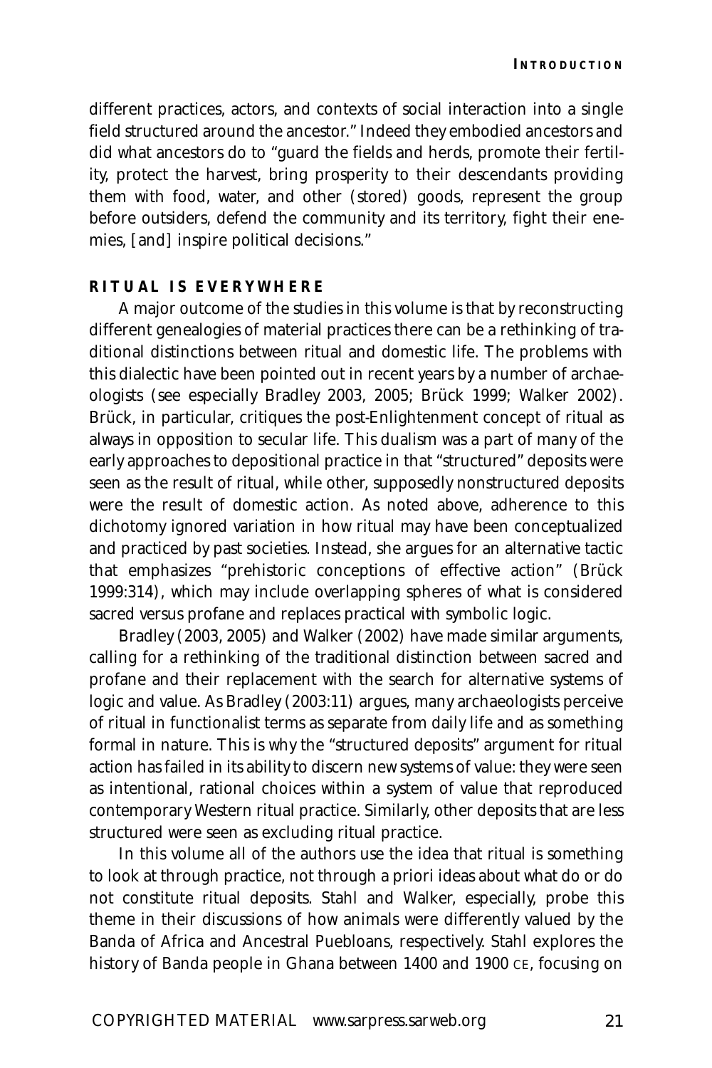different practices, actors, and contexts of social interaction into a single field structured around the ancestor." Indeed they embodied ancestors and did what ancestors do to "guard the fields and herds, promote their fertility, protect the harvest, bring prosperity to their descendants providing them with food, water, and other (stored) goods, represent the group before outsiders, defend the community and its territory, fight their enemies, [and] inspire political decisions."

## RITUAL IS EVERYWHERE

A major outcome of the studies in this volume is that by reconstructing different genealogies of material practices there can be a rethinking of traditional distinctions between ritual and domestic life. The problems with this dialectic have been pointed out in recent years by a number of archaeologists (see especially Bradley 2003, 2005; Brück 1999; Walker 2002). Brück, in particular, critiques the post-Enlightenment concept of ritual as always in opposition to secular life. This dualism was a part of many of the early approaches to depositional practice in that "structured" deposits were seen as the result of ritual, while other, supposedly nonstructured deposits were the result of domestic action. As noted above, adherence to this dichotomy ignored variation in how ritual may have been conceptualized and practiced by past societies. Instead, she argues for an alternative tactic that emphasizes "prehistoric conceptions of effective action" (Brück 1999:314), which may include overlapping spheres of what is considered sacred versus profane and replaces practical with symbolic logic.

Bradley (2003, 2005) and Walker (2002) have made similar arguments, calling for a rethinking of the traditional distinction between sacred and profane and their replacement with the search for alternative systems of logic and value. As Bradley (2003:11) argues, many archaeologists perceive of ritual in functionalist terms as separate from daily life and as something formal in nature. This is why the "structured deposits" argument for ritual action has failed in its ability to discern new systems of value: they were seen as intentional, rational choices within a system of value that reproduced contemporary Western ritual practice. Similarly, other deposits that are less structured were seen as excluding ritual practice.

In this volume all of the authors use the idea that ritual is something to look at through practice, not through a priori ideas about what do or do not constitute ritual deposits. Stahl and Walker, especially, probe this theme in their discussions of how animals were differently valued by the Banda of Africa and Ancestral Puebloans, respectively. Stahl explores the history of Banda people in Ghana between 1400 and 1900 CE, focusing on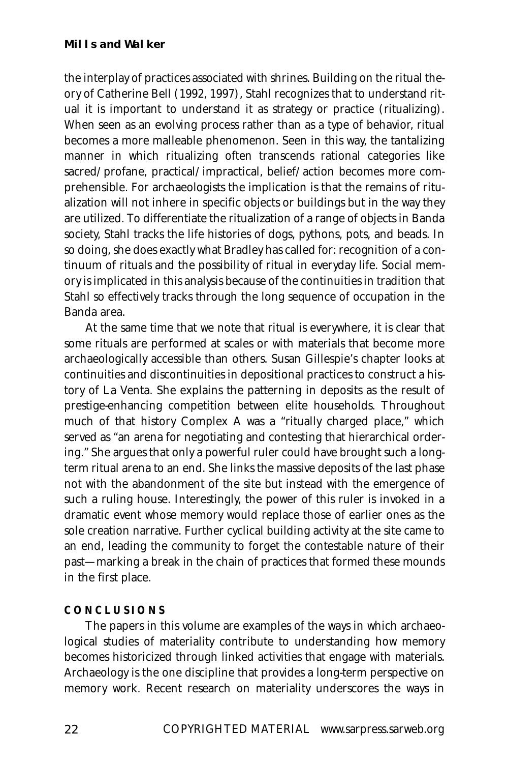the interplay of practices associated with shrines. Building on the ritual theory of Catherine Bell (1992, 1997), Stahl recognizes that to understand ritual it is important to understand it as strategy or practice (ritualizing). When seen as an evolving process rather than as a type of behavior, ritual becomes a more malleable phenomenon. Seen in this way, the tantalizing manner in which ritualizing often transcends rational categories like sacred/profane, practical/impractical, belief/action becomes more comprehensible. For archaeologists the implication is that the remains of ritualization will not inhere in specific objects or buildings but in the way they are utilized. To differentiate the ritualization of a range of objects in Banda society, Stahl tracks the life histories of dogs, pythons, pots, and beads. In so doing, she does exactly what Bradley has called for: recognition of a continuum of rituals and the possibility of ritual in everyday life. Social memory is implicated in this analysis because of the continuities in tradition that Stahl so effectively tracks through the long sequence of occupation in the Banda area.

At the same time that we note that ritual is everywhere, it is clear that some rituals are performed at scales or with materials that become more archaeologically accessible than others. Susan Gillespie's chapter looks at continuities and discontinuities in depositional practices to construct a history of La Venta. She explains the patterning in deposits as the result of prestige-enhancing competition between elite households. Throughout much of that history Complex A was a "ritually charged place," which served as "an arena for negotiating and contesting that hierarchical ordering." She argues that only a powerful ruler could have brought such a long-term ritual arena to an end. She links the massive deposits of the last phase not with the abandonment of the site but instead with the emergence of such a ruling house. Interestingly, the power of this ruler is invoked in a dramatic event whose memory would replace those of earlier ones as the sole creation narrative. Further cyclical building activity at the site came to an end, leading the community to forget the contestable nature of their past—marking a break in the chain of practices that formed these mounds in the first place.

## CONCLUSIONS

The papers in this volume are examples of the ways in which archaeological studies of materiality contribute to understanding how memory becomes historicized through linked activities that engage with materials. Archaeology is the one discipline that provides a long-term perspective on memory work. Recent research on materiality underscores the ways in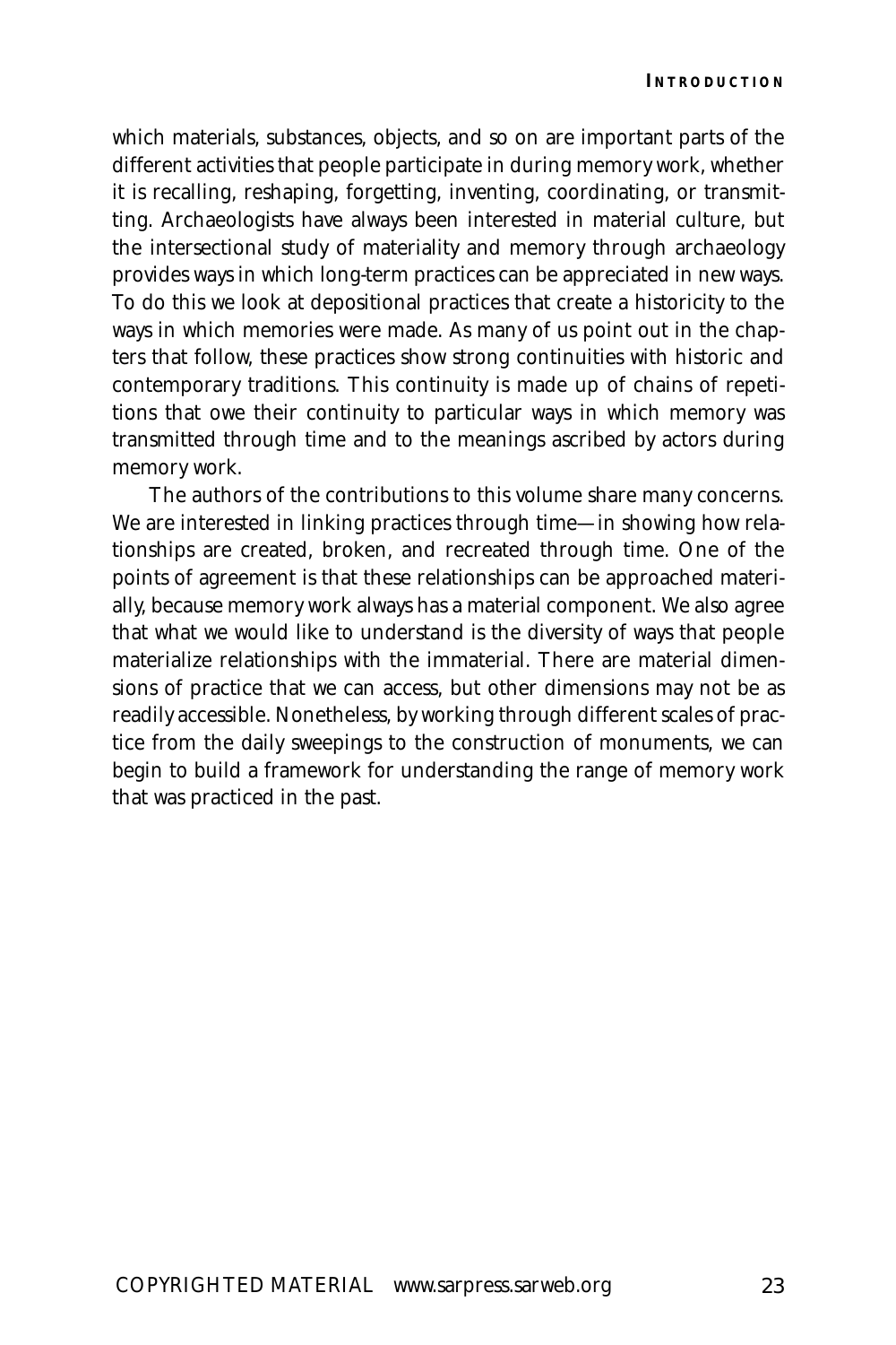which materials, substances, objects, and so on are important parts of the different activities that people participate in during memory work, whether it is recalling, reshaping, forgetting, inventing, coordinating, or transmitting. Archaeologists have always been interested in material culture, but the intersectional study of materiality and memory through archaeology provides ways in which long-term practices can be appreciated in new ways. To do this we look at depositional practices that create a historicity to the ways in which memories were made. As many of us point out in the chapters that follow, these practices show strong continuities with historic and contemporary traditions. This continuity is made up of chains of repetitions that owe their continuity to particular ways in which memory was transmitted through time and to the meanings ascribed by actors during memory work.

The authors of the contributions to this volume share many concerns. We are interested in linking practices through time—in showing how relationships are created, broken, and recreated through time. One of the points of agreement is that these relationships can be approached materially, because memory work always has a material component. We also agree that what we would like to understand is the diversity of ways that people materialize relationships with the immaterial. There are material dimensions of practice that we can access, but other dimensions may not be as readily accessible. Nonetheless, by working through different scales of practice from the daily sweepings to the construction of monuments, we can begin to build a framework for understanding the range of memory work that was practiced in the past.